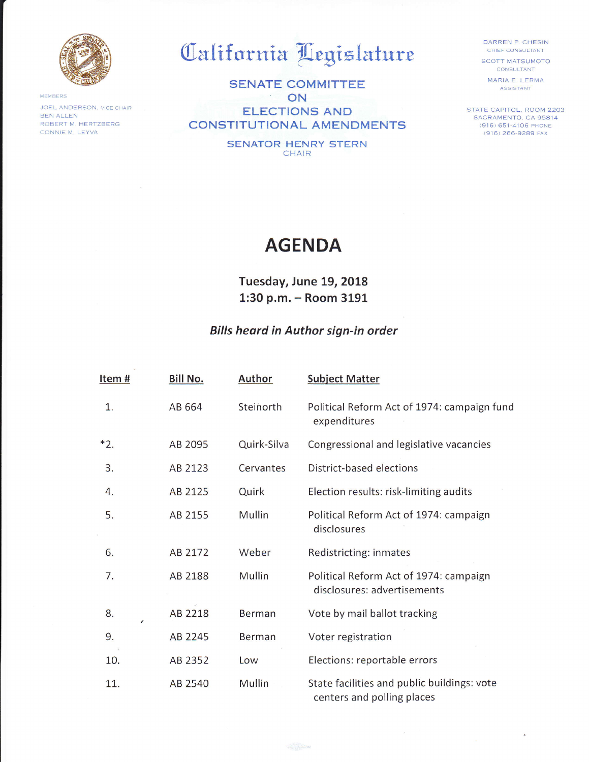# California Legislature

MEMBERS

JOEL ANDERSON, VICE CHAIR
BEN ALLEN
ROBERT M. HERTZBERG
CONNIE M. LEYVA

## SENATE COMMITTEE ON ELECTIONS AND CONSTITUTIONAL AMENDMENTS

SENATOR HENRY STERN
CHAIR

DARREN P. CHESIN
CHIEF CONSULTANT

SCOTT MATSUMOTO
CONSULTANT

MARIA E. LERMA
ASSISTANT

STATE CAPITOL, ROOM 2203
SACRAMENTO, CA 95814
(916) 651-4106 PHONE
(916) 266-9289 FAX

# AGENDA

**Tuesday, June 19, 2018**
**1:30 p.m. – Room 3191**

***Bills heard in Author sign-in order***

| Item # | Bill No. | Author | Subject Matter |
|---|---|---|---|
| 1. | AB 664 | Steinorth | Political Reform Act of 1974: campaign fund expenditures |
| *2. | AB 2095 | Quirk-Silva | Congressional and legislative vacancies |
| 3. | AB 2123 | Cervantes | District-based elections |
| 4. | AB 2125 | Quirk | Election results: risk-limiting audits |
| 5. | AB 2155 | Mullin | Political Reform Act of 1974: campaign disclosures |
| 6. | AB 2172 | Weber | Redistricting: inmates |
| 7. | AB 2188 | Mullin | Political Reform Act of 1974: campaign disclosures: advertisements |
| 8. | AB 2218 | Berman | Vote by mail ballot tracking |
| 9. | AB 2245 | Berman | Voter registration |
| 10. | AB 2352 | Low | Elections: reportable errors |
| 11. | AB 2540 | Mullin | State facilities and public buildings: vote centers and polling places |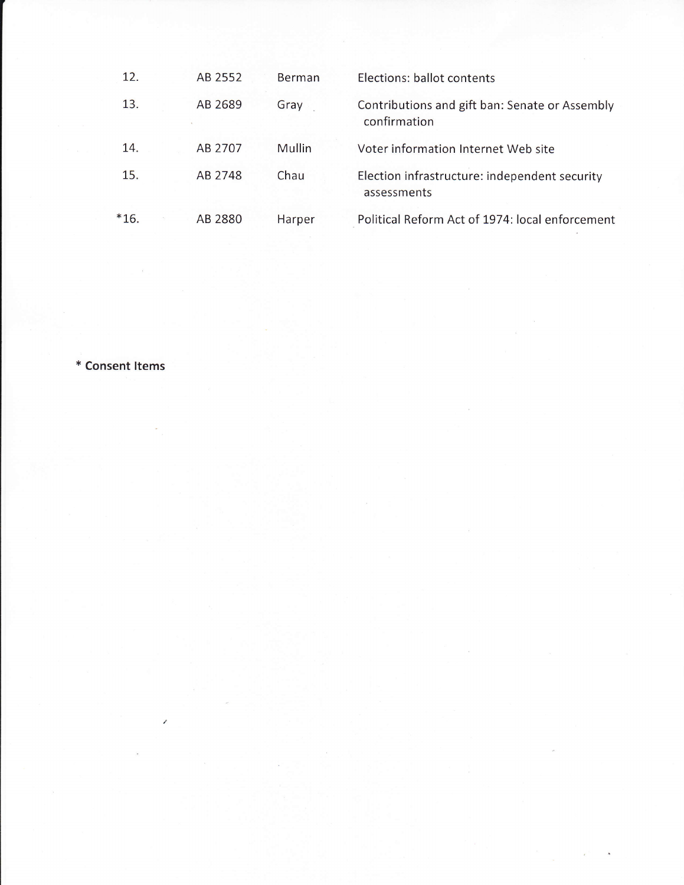| | | | |
|---|---|---|---|
| 12. | AB 2552 | Berman | Elections: ballot contents |
| 13. | AB 2689 | Gray | Contributions and gift ban: Senate or Assembly confirmation |
| 14. | AB 2707 | Mullin | Voter information Internet Web site |
| 15. | AB 2748 | Chau | Election infrastructure: independent security assessments |
| *16. | AB 2880 | Harper | Political Reform Act of 1974: local enforcement |

**\* Consent Items**